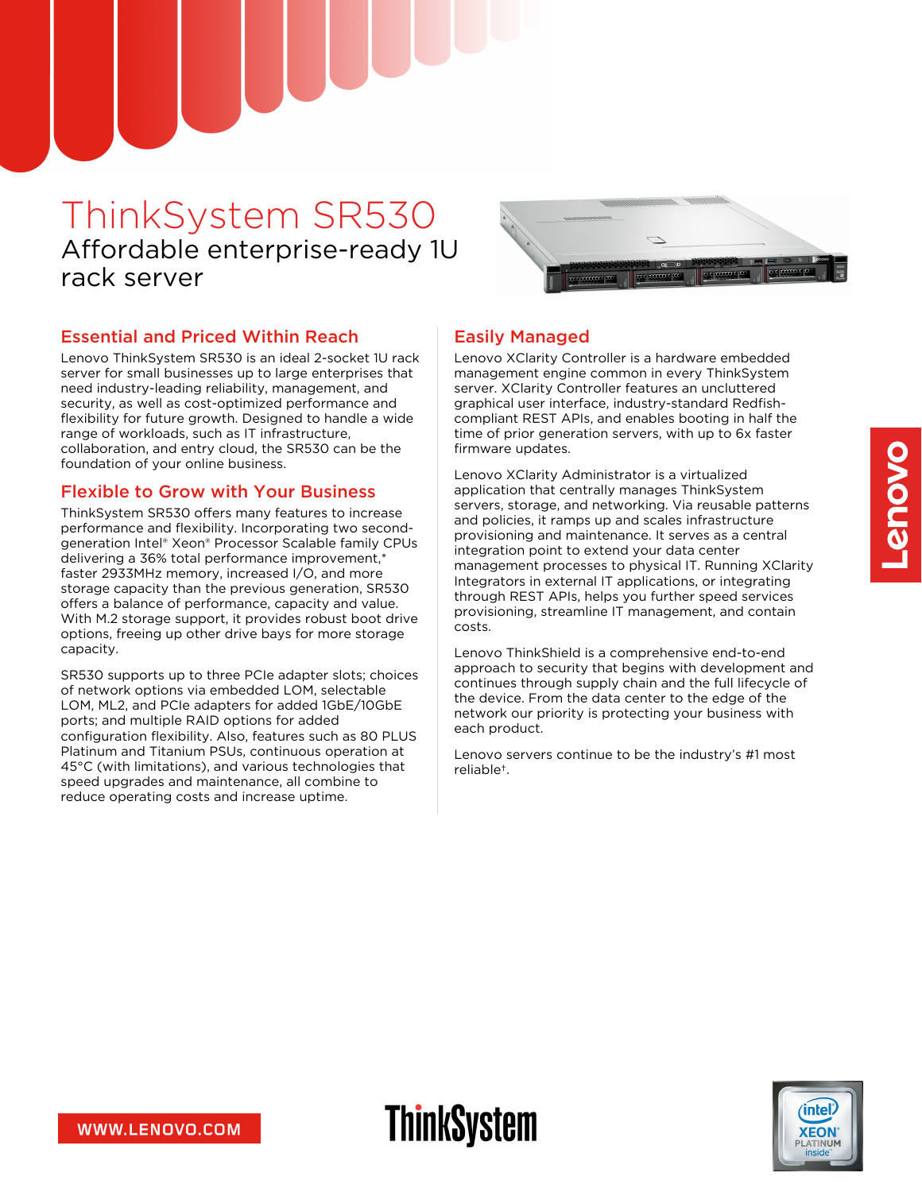# ThinkSystem SR530

Affordable enterprise-ready 1U rack server

## Essential and Priced Within Reach

Lenovo ThinkSystem SR530 is an ideal 2-socket 1U rack server for small businesses up to large enterprises that need industry-leading reliability, management, and security, as well as cost-optimized performance and flexibility for future growth. Designed to handle a wide range of workloads, such as IT infrastructure, collaboration, and entry cloud, the SR530 can be the foundation of your online business.

## Flexible to Grow with Your Business

ThinkSystem SR530 offers many features to increase performance and flexibility. Incorporating two second-generation Intel® Xeon® Processor Scalable family CPUs delivering a 36% total performance improvement,* faster 2933MHz memory, increased I/O, and more storage capacity than the previous generation, SR530 offers a balance of performance, capacity and value. With M.2 storage support, it provides robust boot drive options, freeing up other drive bays for more storage capacity.

SR530 supports up to three PCIe adapter slots; choices of network options via embedded LOM, selectable LOM, ML2, and PCIe adapters for added 1GbE/10GbE ports; and multiple RAID options for added configuration flexibility. Also, features such as 80 PLUS Platinum and Titanium PSUs, continuous operation at 45°C (with limitations), and various technologies that speed upgrades and maintenance, all combine to reduce operating costs and increase uptime.

## Easily Managed

Lenovo XClarity Controller is a hardware embedded management engine common in every ThinkSystem server. XClarity Controller features an uncluttered graphical user interface, industry-standard Redfish-compliant REST APIs, and enables booting in half the time of prior generation servers, with up to 6x faster firmware updates.

Lenovo XClarity Administrator is a virtualized application that centrally manages ThinkSystem servers, storage, and networking. Via reusable patterns and policies, it ramps up and scales infrastructure provisioning and maintenance. It serves as a central integration point to extend your data center management processes to physical IT. Running XClarity Integrators in external IT applications, or integrating through REST APIs, helps you further speed services provisioning, streamline IT management, and contain costs.

Lenovo ThinkShield is a comprehensive end-to-end approach to security that begins with development and continues through supply chain and the full lifecycle of the device. From the data center to the edge of the network our priority is protecting your business with each product.

Lenovo servers continue to be the industry's #1 most reliable†.

WWW.LENOVO.COM

ThinkSystem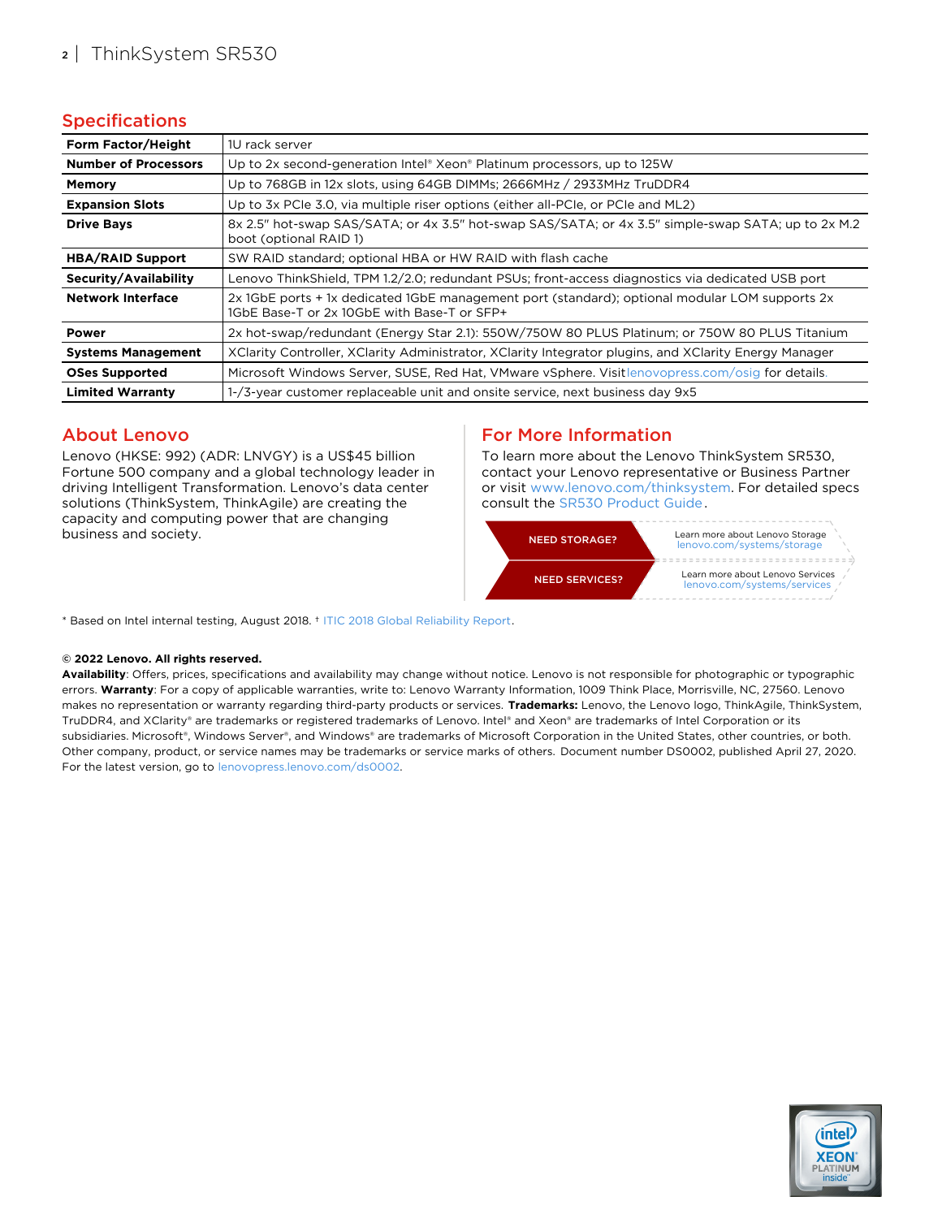## Specifications

| | |
|---|---|
| **Form Factor/Height** | 1U rack server |
| **Number of Processors** | Up to 2x second-generation Intel® Xeon® Platinum processors, up to 125W |
| **Memory** | Up to 768GB in 12x slots, using 64GB DIMMs; 2666MHz / 2933MHz TruDDR4 |
| **Expansion Slots** | Up to 3x PCIe 3.0, via multiple riser options (either all-PCIe, or PCIe and ML2) |
| **Drive Bays** | 8x 2.5" hot-swap SAS/SATA; or 4x 3.5" hot-swap SAS/SATA; or 4x 3.5" simple-swap SATA; up to 2x M.2 boot (optional RAID 1) |
| **HBA/RAID Support** | SW RAID standard; optional HBA or HW RAID with flash cache |
| **Security/Availability** | Lenovo ThinkShield, TPM 1.2/2.0; redundant PSUs; front-access diagnostics via dedicated USB port |
| **Network Interface** | 2x 1GbE ports + 1x dedicated 1GbE management port (standard); optional modular LOM supports 2x 1GbE Base-T or 2x 10GbE with Base-T or SFP+ |
| **Power** | 2x hot-swap/redundant (Energy Star 2.1): 550W/750W 80 PLUS Platinum; or 750W 80 PLUS Titanium |
| **Systems Management** | XClarity Controller, XClarity Administrator, XClarity Integrator plugins, and XClarity Energy Manager |
| **OSes Supported** | Microsoft Windows Server, SUSE, Red Hat, VMware vSphere. Visit lenovopress.com/osig for details. |
| **Limited Warranty** | 1-/3-year customer replaceable unit and onsite service, next business day 9x5 |

## About Lenovo

Lenovo (HKSE: 992) (ADR: LNVGY) is a US$45 billion Fortune 500 company and a global technology leader in driving Intelligent Transformation. Lenovo's data center solutions (ThinkSystem, ThinkAgile) are creating the capacity and computing power that are changing business and society.

## For More Information

To learn more about the Lenovo ThinkSystem SR530, contact your Lenovo representative or Business Partner or visit www.lenovo.com/thinksystem. For detailed specs consult the SR530 Product Guide.

**NEED STORAGE?** Learn more about Lenovo Storage lenovo.com/systems/storage

**NEED SERVICES?** Learn more about Lenovo Services lenovo.com/systems/services

* Based on Intel internal testing, August 2018. † ITIC 2018 Global Reliability Report.

**© 2022 Lenovo. All rights reserved.**

**Availability**: Offers, prices, specifications and availability may change without notice. Lenovo is not responsible for photographic or typographic errors. **Warranty**: For a copy of applicable warranties, write to: Lenovo Warranty Information, 1009 Think Place, Morrisville, NC, 27560. Lenovo makes no representation or warranty regarding third-party products or services. **Trademarks:** Lenovo, the Lenovo logo, ThinkAgile, ThinkSystem, TruDDR4, and XClarity® are trademarks or registered trademarks of Lenovo. Intel® and Xeon® are trademarks of Intel Corporation or its subsidiaries. Microsoft®, Windows Server®, and Windows® are trademarks of Microsoft Corporation in the United States, other countries, or both. Other company, product, or service names may be trademarks or service marks of others. Document number DS0002, published April 27, 2020. For the latest version, go to lenovopress.lenovo.com/ds0002.